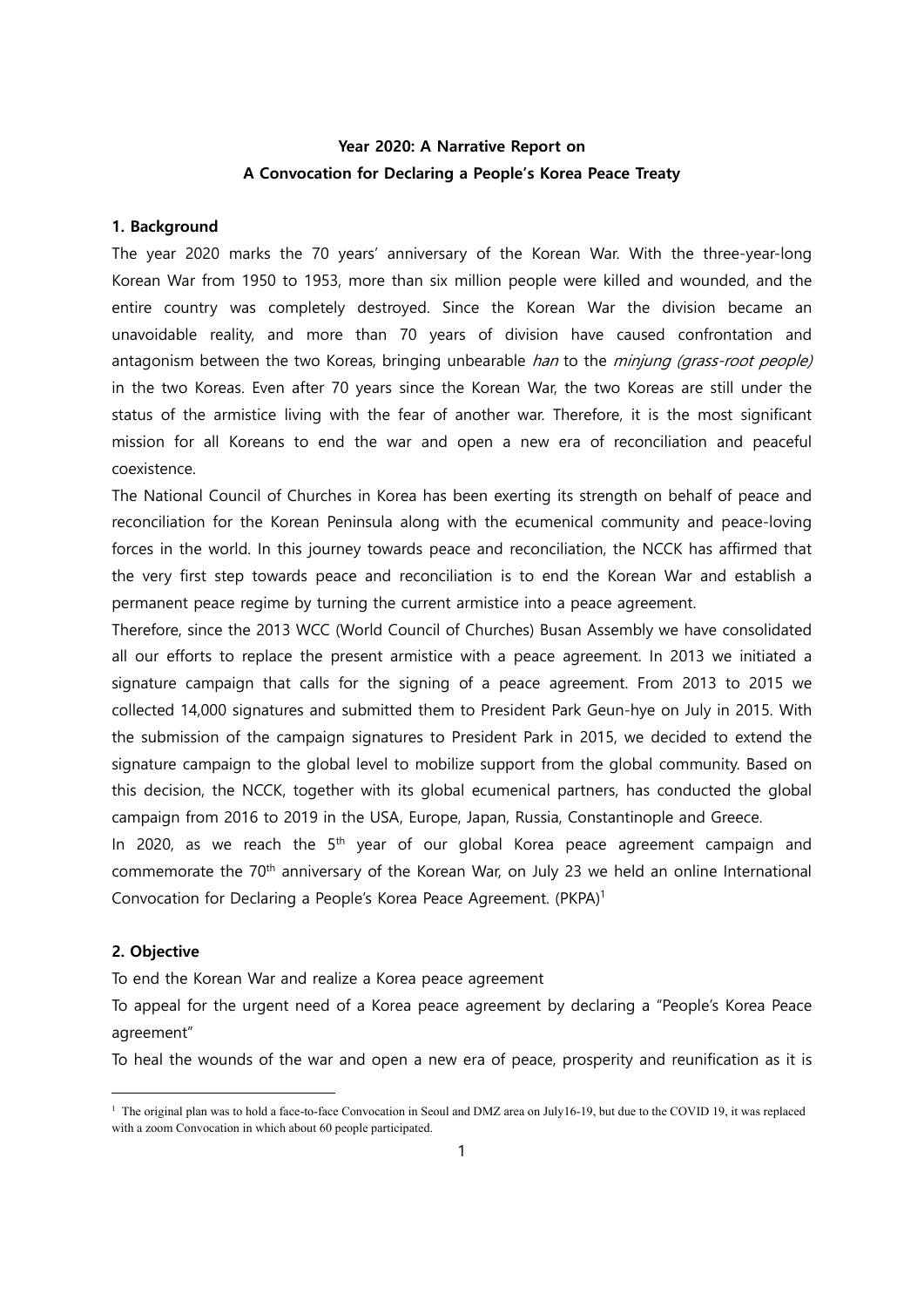**Year 2020: A Narrative Report on**
**A Convocation for Declaring a People's Korea Peace Treaty**

## 1. Background

The year 2020 marks the 70 years' anniversary of the Korean War. With the three-year-long Korean War from 1950 to 1953, more than six million people were killed and wounded, and the entire country was completely destroyed. Since the Korean War the division became an unavoidable reality, and more than 70 years of division have caused confrontation and antagonism between the two Koreas, bringing unbearable *han* to the *minjung (grass-root people)* in the two Koreas. Even after 70 years since the Korean War, the two Koreas are still under the status of the armistice living with the fear of another war. Therefore, it is the most significant mission for all Koreans to end the war and open a new era of reconciliation and peaceful coexistence.

The National Council of Churches in Korea has been exerting its strength on behalf of peace and reconciliation for the Korean Peninsula along with the ecumenical community and peace-loving forces in the world. In this journey towards peace and reconciliation, the NCCK has affirmed that the very first step towards peace and reconciliation is to end the Korean War and establish a permanent peace regime by turning the current armistice into a peace agreement.

Therefore, since the 2013 WCC (World Council of Churches) Busan Assembly we have consolidated all our efforts to replace the present armistice with a peace agreement. In 2013 we initiated a signature campaign that calls for the signing of a peace agreement. From 2013 to 2015 we collected 14,000 signatures and submitted them to President Park Geun-hye on July in 2015. With the submission of the campaign signatures to President Park in 2015, we decided to extend the signature campaign to the global level to mobilize support from the global community. Based on this decision, the NCCK, together with its global ecumenical partners, has conducted the global campaign from 2016 to 2019 in the USA, Europe, Japan, Russia, Constantinople and Greece.

In 2020, as we reach the 5th year of our global Korea peace agreement campaign and commemorate the 70th anniversary of the Korean War, on July 23 we held an online International Convocation for Declaring a People's Korea Peace Agreement. (PKPA)[1]

## 2. Objective

To end the Korean War and realize a Korea peace agreement

To appeal for the urgent need of a Korea peace agreement by declaring a "People's Korea Peace agreement"

To heal the wounds of the war and open a new era of peace, prosperity and reunification as it is

---

[1] The original plan was to hold a face-to-face Convocation in Seoul and DMZ area on July16-19, but due to the COVID 19, it was replaced with a zoom Convocation in which about 60 people participated.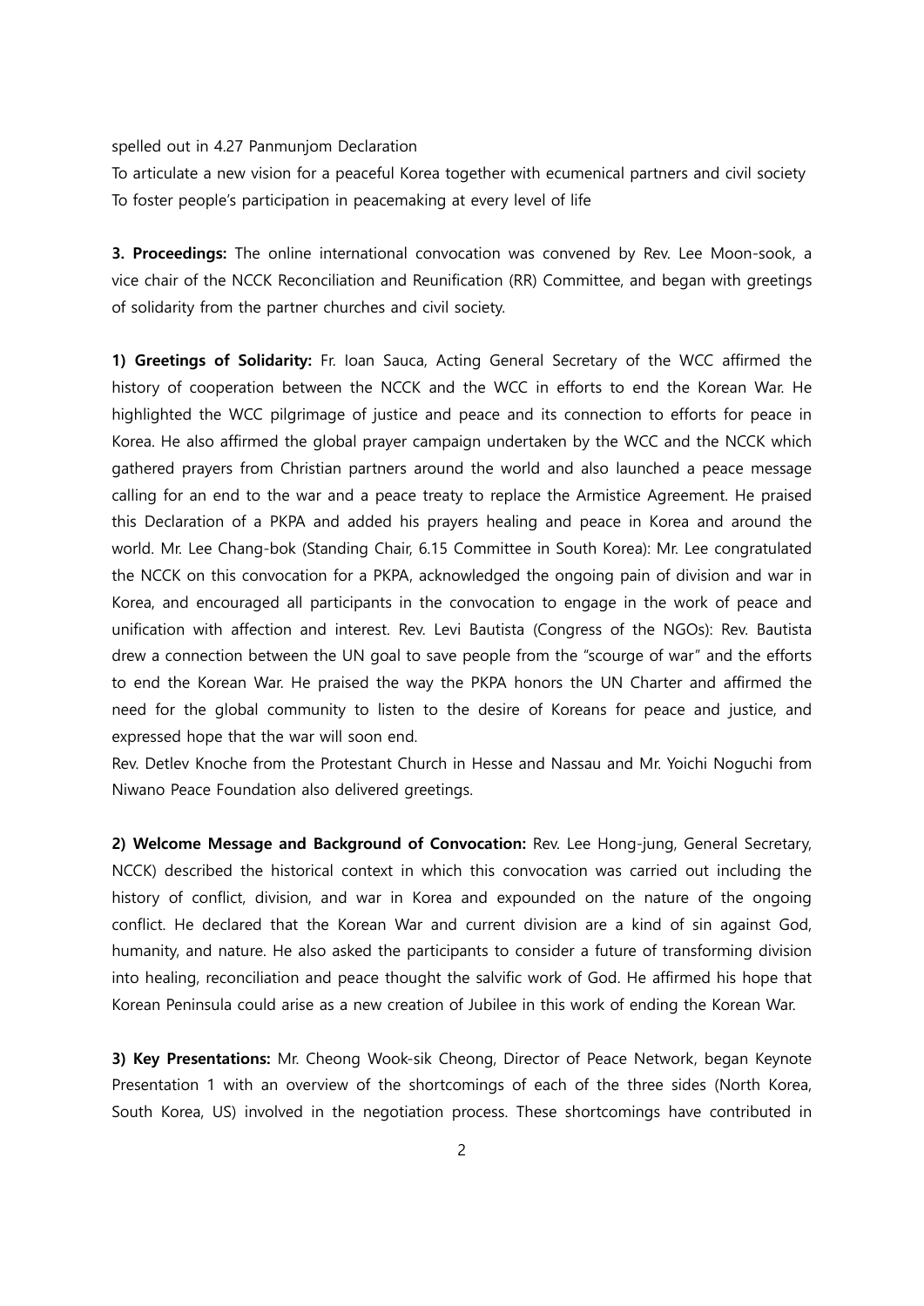spelled out in 4.27 Panmunjom Declaration

To articulate a new vision for a peaceful Korea together with ecumenical partners and civil society

To foster people's participation in peacemaking at every level of life

**3. Proceedings:** The online international convocation was convened by Rev. Lee Moon-sook, a vice chair of the NCCK Reconciliation and Reunification (RR) Committee, and began with greetings of solidarity from the partner churches and civil society.

**1) Greetings of Solidarity:** Fr. Ioan Sauca, Acting General Secretary of the WCC affirmed the history of cooperation between the NCCK and the WCC in efforts to end the Korean War. He highlighted the WCC pilgrimage of justice and peace and its connection to efforts for peace in Korea. He also affirmed the global prayer campaign undertaken by the WCC and the NCCK which gathered prayers from Christian partners around the world and also launched a peace message calling for an end to the war and a peace treaty to replace the Armistice Agreement. He praised this Declaration of a PKPA and added his prayers healing and peace in Korea and around the world. Mr. Lee Chang-bok (Standing Chair, 6.15 Committee in South Korea): Mr. Lee congratulated the NCCK on this convocation for a PKPA, acknowledged the ongoing pain of division and war in Korea, and encouraged all participants in the convocation to engage in the work of peace and unification with affection and interest. Rev. Levi Bautista (Congress of the NGOs): Rev. Bautista drew a connection between the UN goal to save people from the "scourge of war" and the efforts to end the Korean War. He praised the way the PKPA honors the UN Charter and affirmed the need for the global community to listen to the desire of Koreans for peace and justice, and expressed hope that the war will soon end.

Rev. Detlev Knoche from the Protestant Church in Hesse and Nassau and Mr. Yoichi Noguchi from Niwano Peace Foundation also delivered greetings.

**2) Welcome Message and Background of Convocation:** Rev. Lee Hong-jung, General Secretary, NCCK) described the historical context in which this convocation was carried out including the history of conflict, division, and war in Korea and expounded on the nature of the ongoing conflict. He declared that the Korean War and current division are a kind of sin against God, humanity, and nature. He also asked the participants to consider a future of transforming division into healing, reconciliation and peace thought the salvific work of God. He affirmed his hope that Korean Peninsula could arise as a new creation of Jubilee in this work of ending the Korean War.

**3) Key Presentations:** Mr. Cheong Wook-sik Cheong, Director of Peace Network, began Keynote Presentation 1 with an overview of the shortcomings of each of the three sides (North Korea, South Korea, US) involved in the negotiation process. These shortcomings have contributed in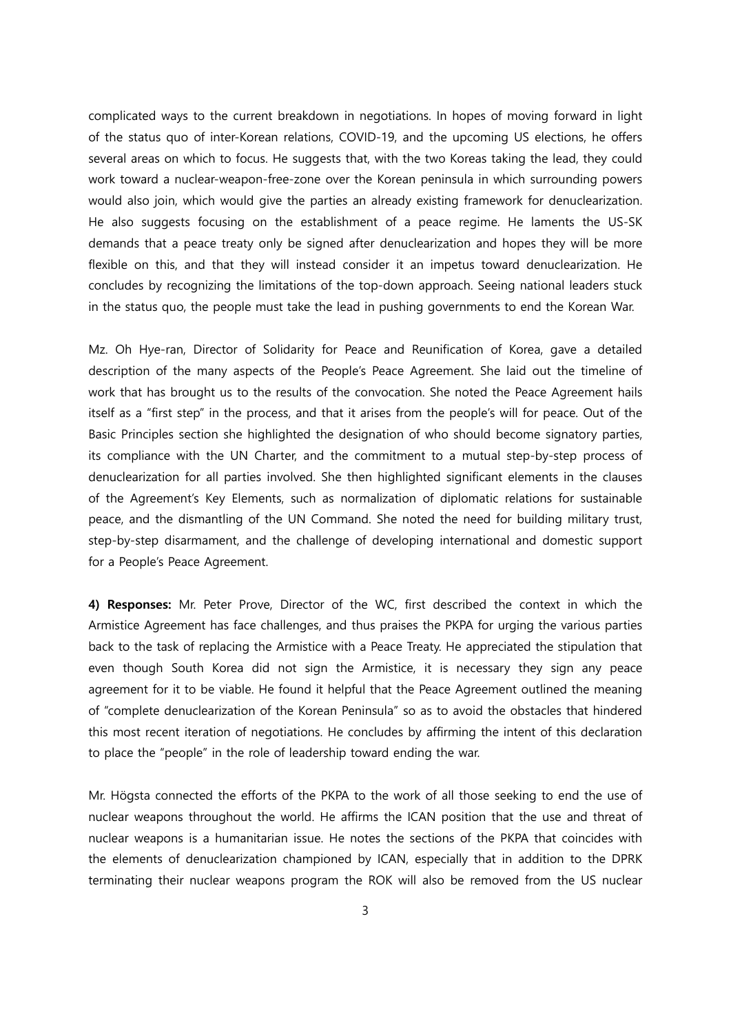complicated ways to the current breakdown in negotiations. In hopes of moving forward in light of the status quo of inter-Korean relations, COVID-19, and the upcoming US elections, he offers several areas on which to focus. He suggests that, with the two Koreas taking the lead, they could work toward a nuclear-weapon-free-zone over the Korean peninsula in which surrounding powers would also join, which would give the parties an already existing framework for denuclearization. He also suggests focusing on the establishment of a peace regime. He laments the US-SK demands that a peace treaty only be signed after denuclearization and hopes they will be more flexible on this, and that they will instead consider it an impetus toward denuclearization. He concludes by recognizing the limitations of the top-down approach. Seeing national leaders stuck in the status quo, the people must take the lead in pushing governments to end the Korean War.

Mz. Oh Hye-ran, Director of Solidarity for Peace and Reunification of Korea, gave a detailed description of the many aspects of the People's Peace Agreement. She laid out the timeline of work that has brought us to the results of the convocation. She noted the Peace Agreement hails itself as a "first step" in the process, and that it arises from the people's will for peace. Out of the Basic Principles section she highlighted the designation of who should become signatory parties, its compliance with the UN Charter, and the commitment to a mutual step-by-step process of denuclearization for all parties involved. She then highlighted significant elements in the clauses of the Agreement's Key Elements, such as normalization of diplomatic relations for sustainable peace, and the dismantling of the UN Command. She noted the need for building military trust, step-by-step disarmament, and the challenge of developing international and domestic support for a People's Peace Agreement.

**4) Responses:** Mr. Peter Prove, Director of the WC, first described the context in which the Armistice Agreement has face challenges, and thus praises the PKPA for urging the various parties back to the task of replacing the Armistice with a Peace Treaty. He appreciated the stipulation that even though South Korea did not sign the Armistice, it is necessary they sign any peace agreement for it to be viable. He found it helpful that the Peace Agreement outlined the meaning of "complete denuclearization of the Korean Peninsula" so as to avoid the obstacles that hindered this most recent iteration of negotiations. He concludes by affirming the intent of this declaration to place the "people" in the role of leadership toward ending the war.

Mr. Högsta connected the efforts of the PKPA to the work of all those seeking to end the use of nuclear weapons throughout the world. He affirms the ICAN position that the use and threat of nuclear weapons is a humanitarian issue. He notes the sections of the PKPA that coincides with the elements of denuclearization championed by ICAN, especially that in addition to the DPRK terminating their nuclear weapons program the ROK will also be removed from the US nuclear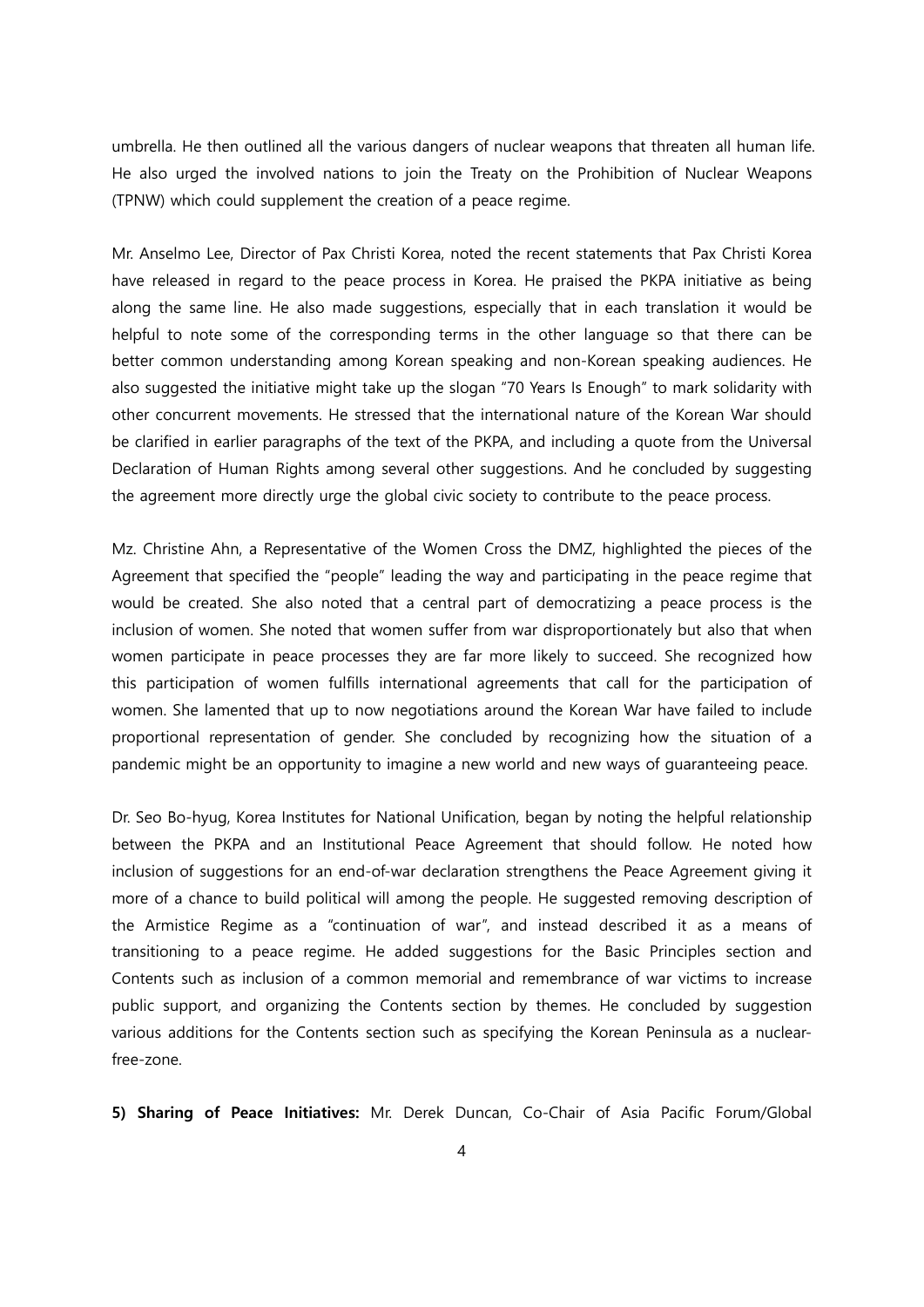umbrella. He then outlined all the various dangers of nuclear weapons that threaten all human life. He also urged the involved nations to join the Treaty on the Prohibition of Nuclear Weapons (TPNW) which could supplement the creation of a peace regime.

Mr. Anselmo Lee, Director of Pax Christi Korea, noted the recent statements that Pax Christi Korea have released in regard to the peace process in Korea. He praised the PKPA initiative as being along the same line. He also made suggestions, especially that in each translation it would be helpful to note some of the corresponding terms in the other language so that there can be better common understanding among Korean speaking and non-Korean speaking audiences. He also suggested the initiative might take up the slogan "70 Years Is Enough" to mark solidarity with other concurrent movements. He stressed that the international nature of the Korean War should be clarified in earlier paragraphs of the text of the PKPA, and including a quote from the Universal Declaration of Human Rights among several other suggestions. And he concluded by suggesting the agreement more directly urge the global civic society to contribute to the peace process.

Mz. Christine Ahn, a Representative of the Women Cross the DMZ, highlighted the pieces of the Agreement that specified the "people" leading the way and participating in the peace regime that would be created. She also noted that a central part of democratizing a peace process is the inclusion of women. She noted that women suffer from war disproportionately but also that when women participate in peace processes they are far more likely to succeed. She recognized how this participation of women fulfills international agreements that call for the participation of women. She lamented that up to now negotiations around the Korean War have failed to include proportional representation of gender. She concluded by recognizing how the situation of a pandemic might be an opportunity to imagine a new world and new ways of guaranteeing peace.

Dr. Seo Bo-hyug, Korea Institutes for National Unification, began by noting the helpful relationship between the PKPA and an Institutional Peace Agreement that should follow. He noted how inclusion of suggestions for an end-of-war declaration strengthens the Peace Agreement giving it more of a chance to build political will among the people. He suggested removing description of the Armistice Regime as a "continuation of war", and instead described it as a means of transitioning to a peace regime. He added suggestions for the Basic Principles section and Contents such as inclusion of a common memorial and remembrance of war victims to increase public support, and organizing the Contents section by themes. He concluded by suggestion various additions for the Contents section such as specifying the Korean Peninsula as a nuclear-free-zone.

**5) Sharing of Peace Initiatives:** Mr. Derek Duncan, Co-Chair of Asia Pacific Forum/Global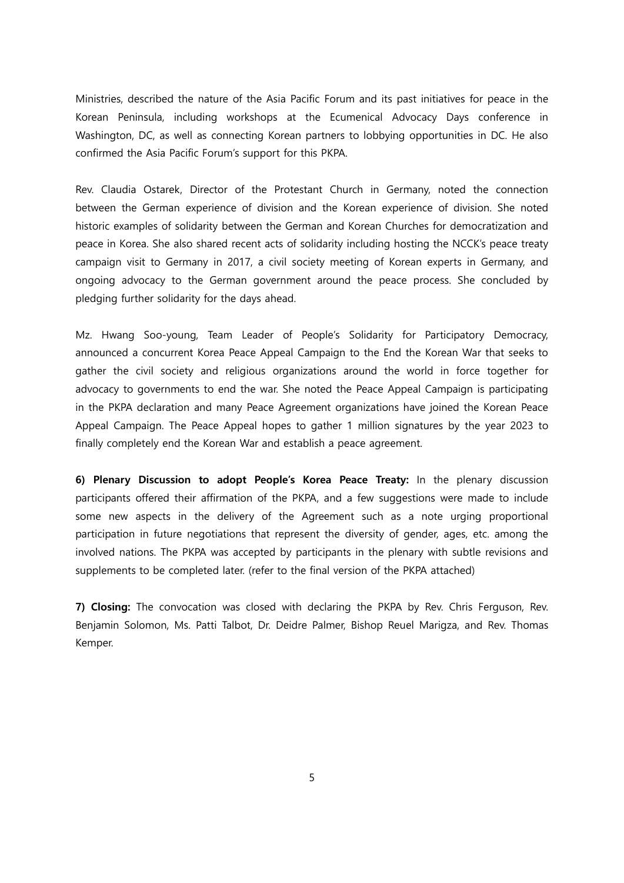Ministries, described the nature of the Asia Pacific Forum and its past initiatives for peace in the Korean Peninsula, including workshops at the Ecumenical Advocacy Days conference in Washington, DC, as well as connecting Korean partners to lobbying opportunities in DC. He also confirmed the Asia Pacific Forum's support for this PKPA.

Rev. Claudia Ostarek, Director of the Protestant Church in Germany, noted the connection between the German experience of division and the Korean experience of division. She noted historic examples of solidarity between the German and Korean Churches for democratization and peace in Korea. She also shared recent acts of solidarity including hosting the NCCK's peace treaty campaign visit to Germany in 2017, a civil society meeting of Korean experts in Germany, and ongoing advocacy to the German government around the peace process. She concluded by pledging further solidarity for the days ahead.

Mz. Hwang Soo-young, Team Leader of People's Solidarity for Participatory Democracy, announced a concurrent Korea Peace Appeal Campaign to the End the Korean War that seeks to gather the civil society and religious organizations around the world in force together for advocacy to governments to end the war. She noted the Peace Appeal Campaign is participating in the PKPA declaration and many Peace Agreement organizations have joined the Korean Peace Appeal Campaign. The Peace Appeal hopes to gather 1 million signatures by the year 2023 to finally completely end the Korean War and establish a peace agreement.

**6) Plenary Discussion to adopt People's Korea Peace Treaty:** In the plenary discussion participants offered their affirmation of the PKPA, and a few suggestions were made to include some new aspects in the delivery of the Agreement such as a note urging proportional participation in future negotiations that represent the diversity of gender, ages, etc. among the involved nations. The PKPA was accepted by participants in the plenary with subtle revisions and supplements to be completed later. (refer to the final version of the PKPA attached)

**7) Closing:** The convocation was closed with declaring the PKPA by Rev. Chris Ferguson, Rev. Benjamin Solomon, Ms. Patti Talbot, Dr. Deidre Palmer, Bishop Reuel Marigza, and Rev. Thomas Kemper.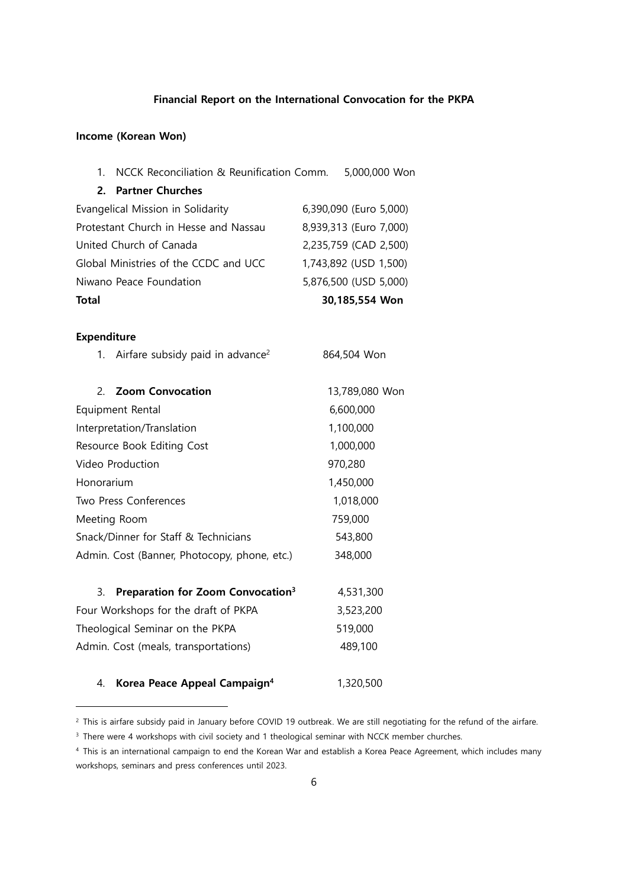**Financial Report on the International Convocation for the PKPA**

**Income (Korean Won)**

1. NCCK Reconciliation & Reunification Comm. 5,000,000 Won

**2. Partner Churches**

| | |
|---|---|
| Evangelical Mission in Solidarity | 6,390,090 (Euro 5,000) |
| Protestant Church in Hesse and Nassau | 8,939,313 (Euro 7,000) |
| United Church of Canada | 2,235,759 (CAD 2,500) |
| Global Ministries of the CCDC and UCC | 1,743,892 (USD 1,500) |
| Niwano Peace Foundation | 5,876,500 (USD 5,000) |
| **Total** | **30,185,554 Won** |

**Expenditure**

1. Airfare subsidy paid in advance[2] 864,504 Won

| | |
|---|---|
| 2. **Zoom Convocation** | 13,789,080 Won |
| Equipment Rental | 6,600,000 |
| Interpretation/Translation | 1,100,000 |
| Resource Book Editing Cost | 1,000,000 |
| Video Production | 970,280 |
| Honorarium | 1,450,000 |
| Two Press Conferences | 1,018,000 |
| Meeting Room | 759,000 |
| Snack/Dinner for Staff & Technicians | 543,800 |
| Admin. Cost (Banner, Photocopy, phone, etc.) | 348,000 |

| | |
|---|---|
| 3. **Preparation for Zoom Convocation[3]** | 4,531,300 |
| Four Workshops for the draft of PKPA | 3,523,200 |
| Theological Seminar on the PKPA | 519,000 |
| Admin. Cost (meals, transportations) | 489,100 |

4. **Korea Peace Appeal Campaign[4]** 1,320,500

---

[2] This is airfare subsidy paid in January before COVID 19 outbreak. We are still negotiating for the refund of the airfare.

[3] There were 4 workshops with civil society and 1 theological seminar with NCCK member churches.

[4] This is an international campaign to end the Korean War and establish a Korea Peace Agreement, which includes many workshops, seminars and press conferences until 2023.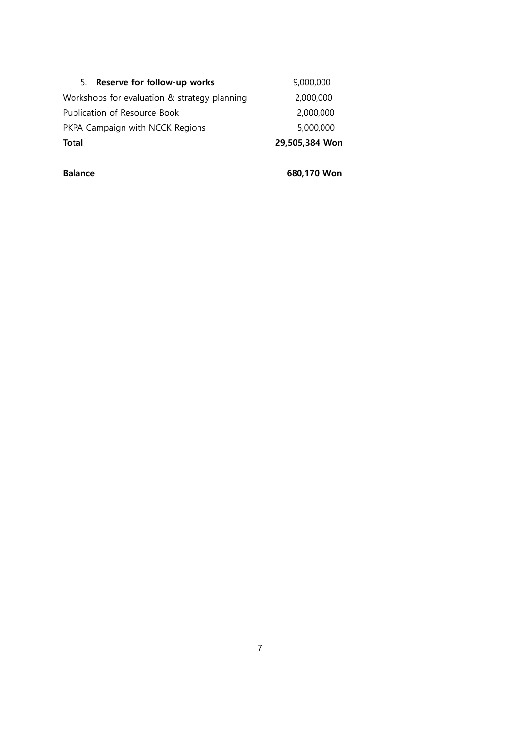| | |
|---|---|
| 5. **Reserve for follow-up works** | 9,000,000 |
| Workshops for evaluation & strategy planning | 2,000,000 |
| Publication of Resource Book | 2,000,000 |
| PKPA Campaign with NCCK Regions | 5,000,000 |
| **Total** | **29,505,384 Won** |

| | |
|---|---|
| **Balance** | **680,170 Won** |